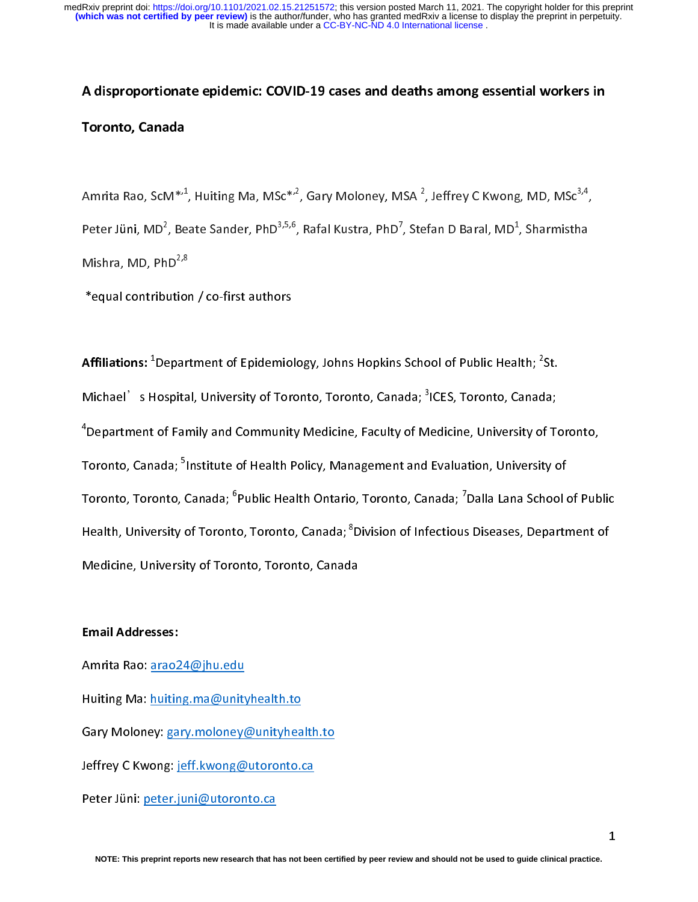# A disproportionate epidemic: COVID-19 cases and deaths among essential workers in Toronto, Canada

Amrita Rao, ScM*[1], Huiting Ma, MSc*[2], Gary Moloney, MSA [2], Jeffrey C Kwong, MD, MSc[3,4], Peter Jüni, MD[2], Beate Sander, PhD[3,5,6], Rafal Kustra, PhD[7], Stefan D Baral, MD[1], Sharmistha Mishra, MD, PhD[2,8]

*equal contribution / co-first authors

**Affiliations:** [1]Department of Epidemiology, Johns Hopkins School of Public Health; [2]St. Michael's Hospital, University of Toronto, Toronto, Canada; [3]ICES, Toronto, Canada; [4]Department of Family and Community Medicine, Faculty of Medicine, University of Toronto, Toronto, Canada; [5]Institute of Health Policy, Management and Evaluation, University of Toronto, Toronto, Canada; [6]Public Health Ontario, Toronto, Canada; [7]Dalla Lana School of Public Health, University of Toronto, Toronto, Canada; [8]Division of Infectious Diseases, Department of Medicine, University of Toronto, Toronto, Canada

**Email Addresses:**

Amrita Rao: arao24@jhu.edu

Huiting Ma: huiting.ma@unityhealth.to

Gary Moloney: gary.moloney@unityhealth.to

Jeffrey C Kwong: jeff.kwong@utoronto.ca

Peter Jüni: peter.juni@utoronto.ca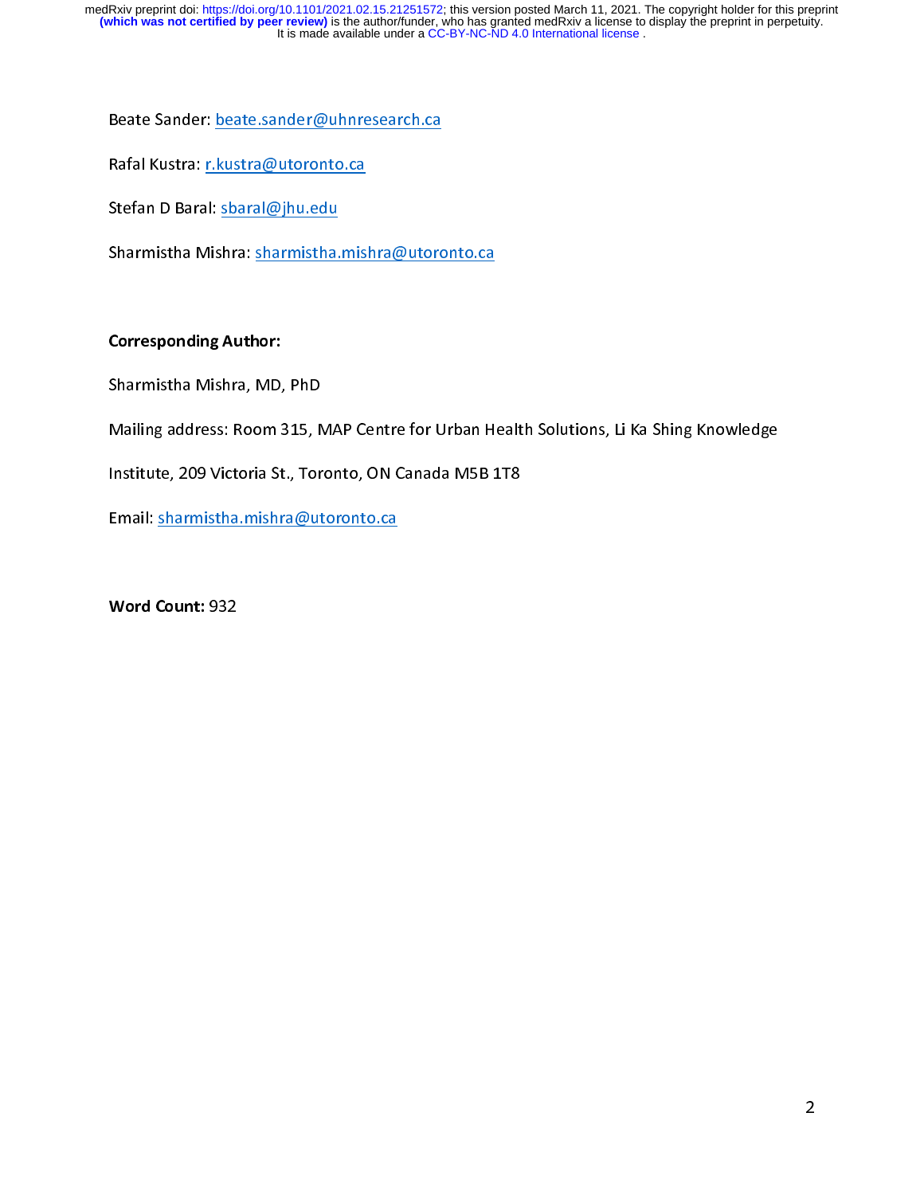Beate Sander: beate.sander@uhnresearch.ca

Rafal Kustra: r.kustra@utoronto.ca

Stefan D Baral: sbaral@jhu.edu

Sharmistha Mishra: sharmistha.mishra@utoronto.ca

**Corresponding Author:**

Sharmistha Mishra, MD, PhD

Mailing address: Room 315, MAP Centre for Urban Health Solutions, Li Ka Shing Knowledge Institute, 209 Victoria St., Toronto, ON Canada M5B 1T8

Email: sharmistha.mishra@utoronto.ca

**Word Count:** 932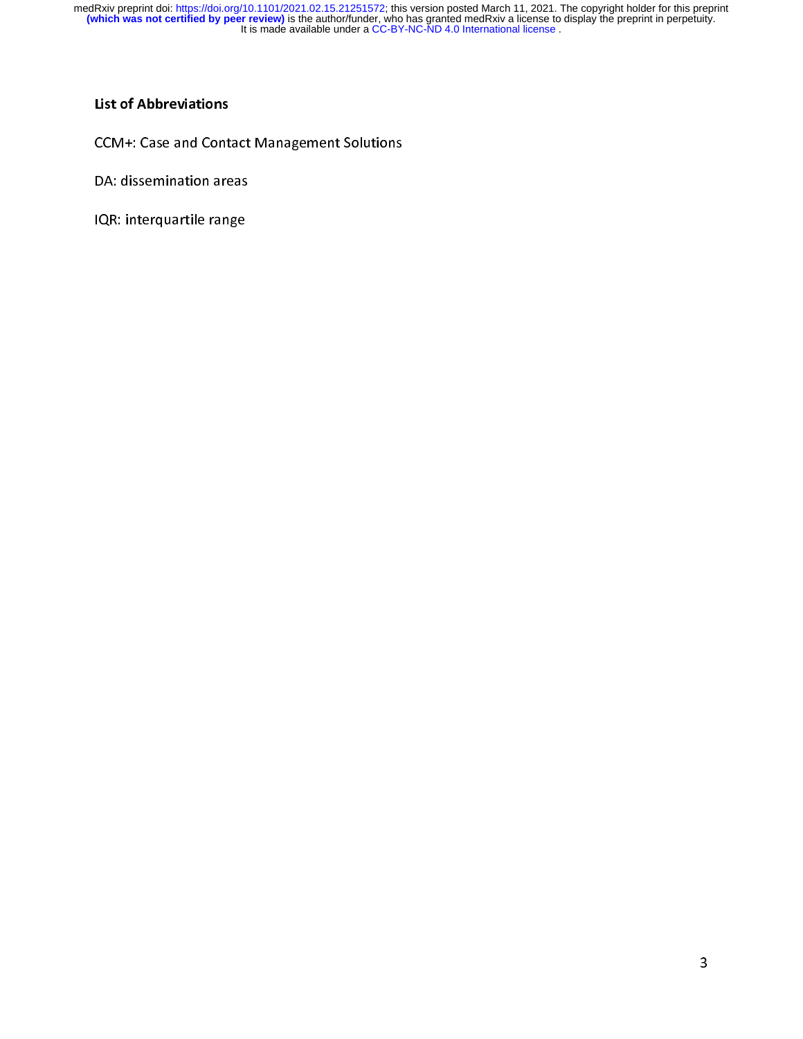## List of Abbreviations

CCM+: Case and Contact Management Solutions

DA: dissemination areas

IQR: interquartile range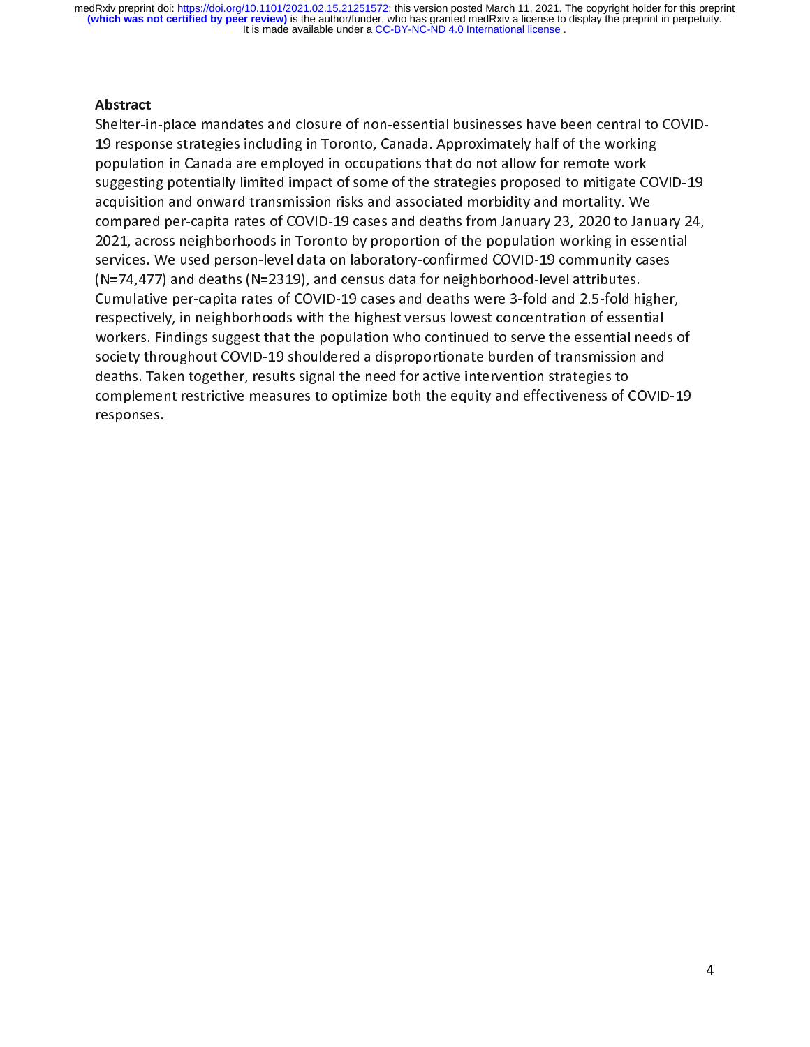## Abstract

Shelter-in-place mandates and closure of non-essential businesses have been central to COVID-19 response strategies including in Toronto, Canada. Approximately half of the working population in Canada are employed in occupations that do not allow for remote work suggesting potentially limited impact of some of the strategies proposed to mitigate COVID-19 acquisition and onward transmission risks and associated morbidity and mortality. We compared per-capita rates of COVID-19 cases and deaths from January 23, 2020 to January 24, 2021, across neighborhoods in Toronto by proportion of the population working in essential services. We used person-level data on laboratory-confirmed COVID-19 community cases (N=74,477) and deaths (N=2319), and census data for neighborhood-level attributes. Cumulative per-capita rates of COVID-19 cases and deaths were 3-fold and 2.5-fold higher, respectively, in neighborhoods with the highest versus lowest concentration of essential workers. Findings suggest that the population who continued to serve the essential needs of society throughout COVID-19 shouldered a disproportionate burden of transmission and deaths. Taken together, results signal the need for active intervention strategies to complement restrictive measures to optimize both the equity and effectiveness of COVID-19 responses.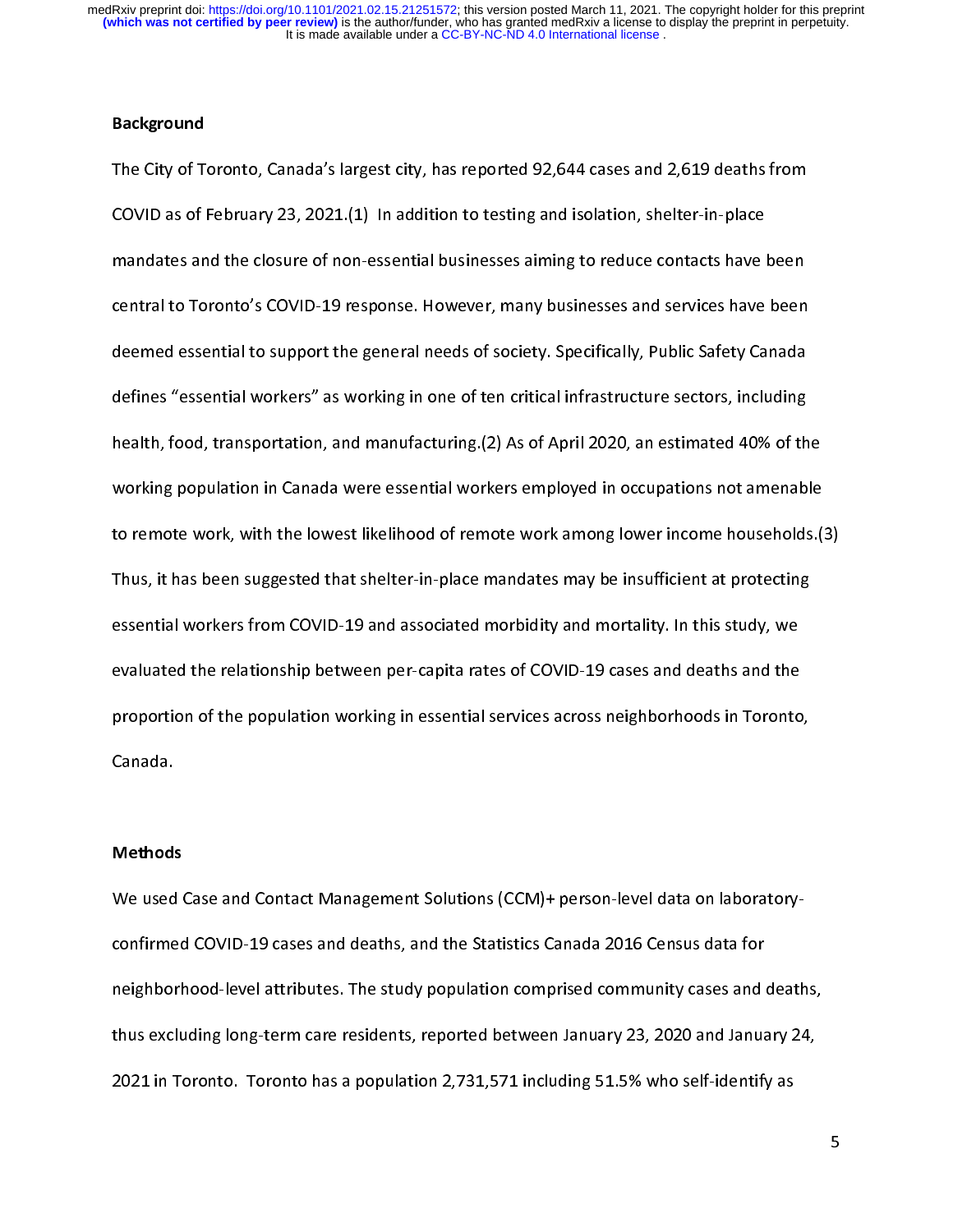## Background

The City of Toronto, Canada's largest city, has reported 92,644 cases and 2,619 deaths from COVID as of February 23, 2021.(1) In addition to testing and isolation, shelter-in-place mandates and the closure of non-essential businesses aiming to reduce contacts have been central to Toronto's COVID-19 response. However, many businesses and services have been deemed essential to support the general needs of society. Specifically, Public Safety Canada defines "essential workers" as working in one of ten critical infrastructure sectors, including health, food, transportation, and manufacturing.(2) As of April 2020, an estimated 40% of the working population in Canada were essential workers employed in occupations not amenable to remote work, with the lowest likelihood of remote work among lower income households.(3) Thus, it has been suggested that shelter-in-place mandates may be insufficient at protecting essential workers from COVID-19 and associated morbidity and mortality. In this study, we evaluated the relationship between per-capita rates of COVID-19 cases and deaths and the proportion of the population working in essential services across neighborhoods in Toronto, Canada.

## Methods

We used Case and Contact Management Solutions (CCM)+ person-level data on laboratory-confirmed COVID-19 cases and deaths, and the Statistics Canada 2016 Census data for neighborhood-level attributes. The study population comprised community cases and deaths, thus excluding long-term care residents, reported between January 23, 2020 and January 24, 2021 in Toronto. Toronto has a population 2,731,571 including 51.5% who self-identify as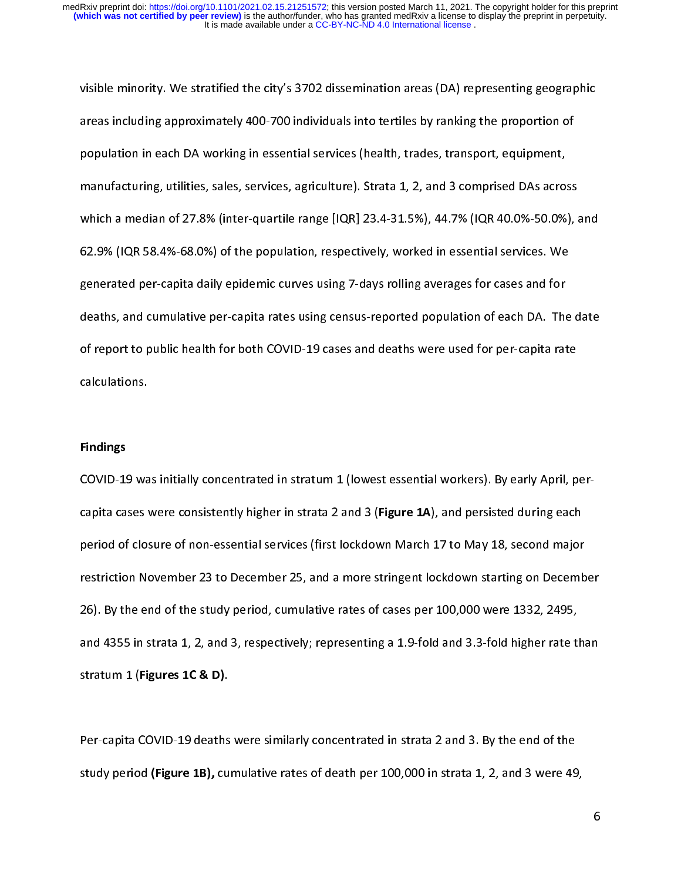visible minority. We stratified the city's 3702 dissemination areas (DA) representing geographic areas including approximately 400-700 individuals into tertiles by ranking the proportion of population in each DA working in essential services (health, trades, transport, equipment, manufacturing, utilities, sales, services, agriculture). Strata 1, 2, and 3 comprised DAs across which a median of 27.8% (inter-quartile range [IQR] 23.4-31.5%), 44.7% (IQR 40.0%-50.0%), and 62.9% (IQR 58.4%-68.0%) of the population, respectively, worked in essential services. We generated per-capita daily epidemic curves using 7-days rolling averages for cases and for deaths, and cumulative per-capita rates using census-reported population of each DA. The date of report to public health for both COVID-19 cases and deaths were used for per-capita rate calculations.

**Findings**

COVID-19 was initially concentrated in stratum 1 (lowest essential workers). By early April, per-capita cases were consistently higher in strata 2 and 3 (**Figure 1A**), and persisted during each period of closure of non-essential services (first lockdown March 17 to May 18, second major restriction November 23 to December 25, and a more stringent lockdown starting on December 26). By the end of the study period, cumulative rates of cases per 100,000 were 1332, 2495, and 4355 in strata 1, 2, and 3, respectively; representing a 1.9-fold and 3.3-fold higher rate than stratum 1 (**Figures 1C & D)**.

Per-capita COVID-19 deaths were similarly concentrated in strata 2 and 3. By the end of the study period **(Figure 1B),** cumulative rates of death per 100,000 in strata 1, 2, and 3 were 49,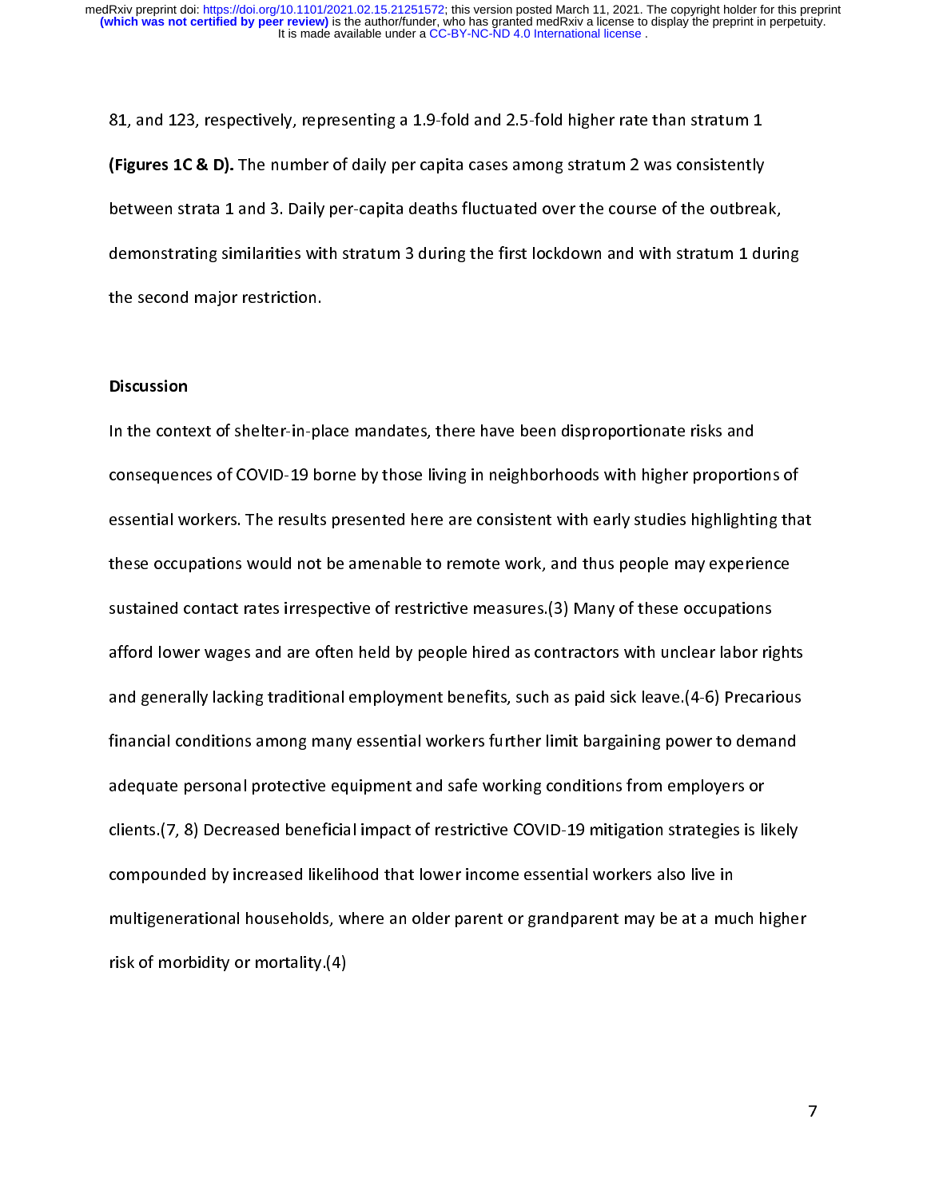81, and 123, respectively, representing a 1.9-fold and 2.5-fold higher rate than stratum 1 **(Figures 1C & D).** The number of daily per capita cases among stratum 2 was consistently between strata 1 and 3. Daily per-capita deaths fluctuated over the course of the outbreak, demonstrating similarities with stratum 3 during the first lockdown and with stratum 1 during the second major restriction.

## Discussion

In the context of shelter-in-place mandates, there have been disproportionate risks and consequences of COVID-19 borne by those living in neighborhoods with higher proportions of essential workers. The results presented here are consistent with early studies highlighting that these occupations would not be amenable to remote work, and thus people may experience sustained contact rates irrespective of restrictive measures.(3) Many of these occupations afford lower wages and are often held by people hired as contractors with unclear labor rights and generally lacking traditional employment benefits, such as paid sick leave.(4-6) Precarious financial conditions among many essential workers further limit bargaining power to demand adequate personal protective equipment and safe working conditions from employers or clients.(7, 8) Decreased beneficial impact of restrictive COVID-19 mitigation strategies is likely compounded by increased likelihood that lower income essential workers also live in multigenerational households, where an older parent or grandparent may be at a much higher risk of morbidity or mortality.(4)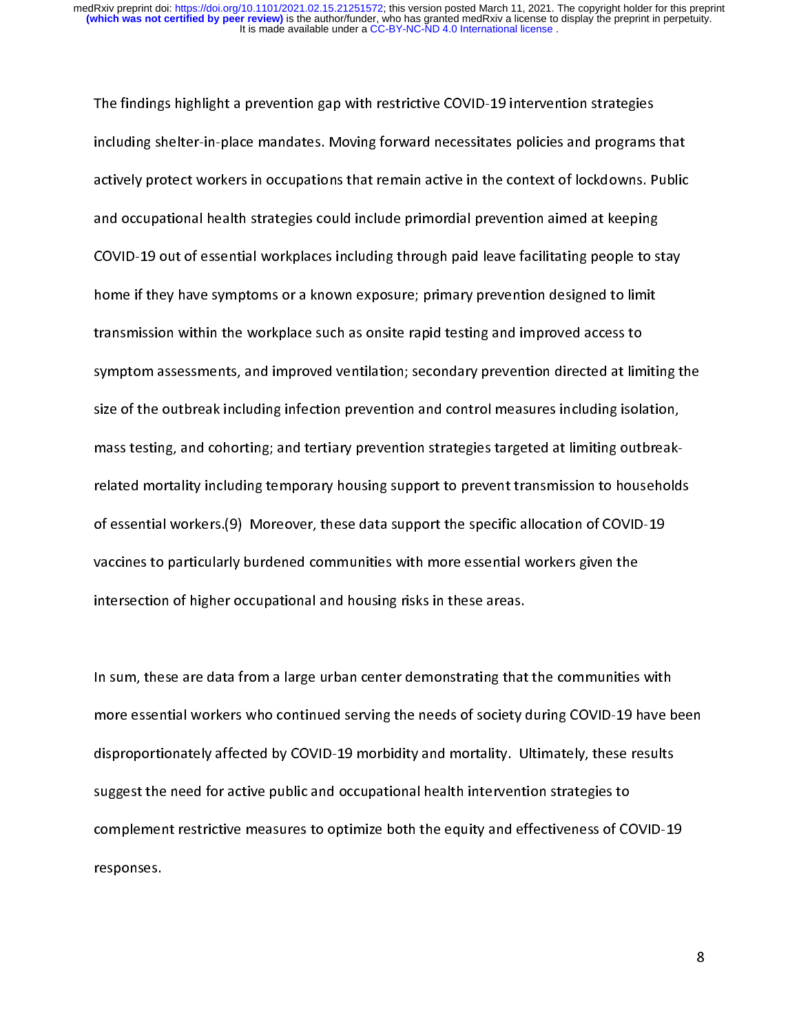The findings highlight a prevention gap with restrictive COVID-19 intervention strategies including shelter-in-place mandates. Moving forward necessitates policies and programs that actively protect workers in occupations that remain active in the context of lockdowns. Public and occupational health strategies could include primordial prevention aimed at keeping COVID-19 out of essential workplaces including through paid leave facilitating people to stay home if they have symptoms or a known exposure; primary prevention designed to limit transmission within the workplace such as onsite rapid testing and improved access to symptom assessments, and improved ventilation; secondary prevention directed at limiting the size of the outbreak including infection prevention and control measures including isolation, mass testing, and cohorting; and tertiary prevention strategies targeted at limiting outbreak-related mortality including temporary housing support to prevent transmission to households of essential workers.(9) Moreover, these data support the specific allocation of COVID-19 vaccines to particularly burdened communities with more essential workers given the intersection of higher occupational and housing risks in these areas.

In sum, these are data from a large urban center demonstrating that the communities with more essential workers who continued serving the needs of society during COVID-19 have been disproportionately affected by COVID-19 morbidity and mortality. Ultimately, these results suggest the need for active public and occupational health intervention strategies to complement restrictive measures to optimize both the equity and effectiveness of COVID-19 responses.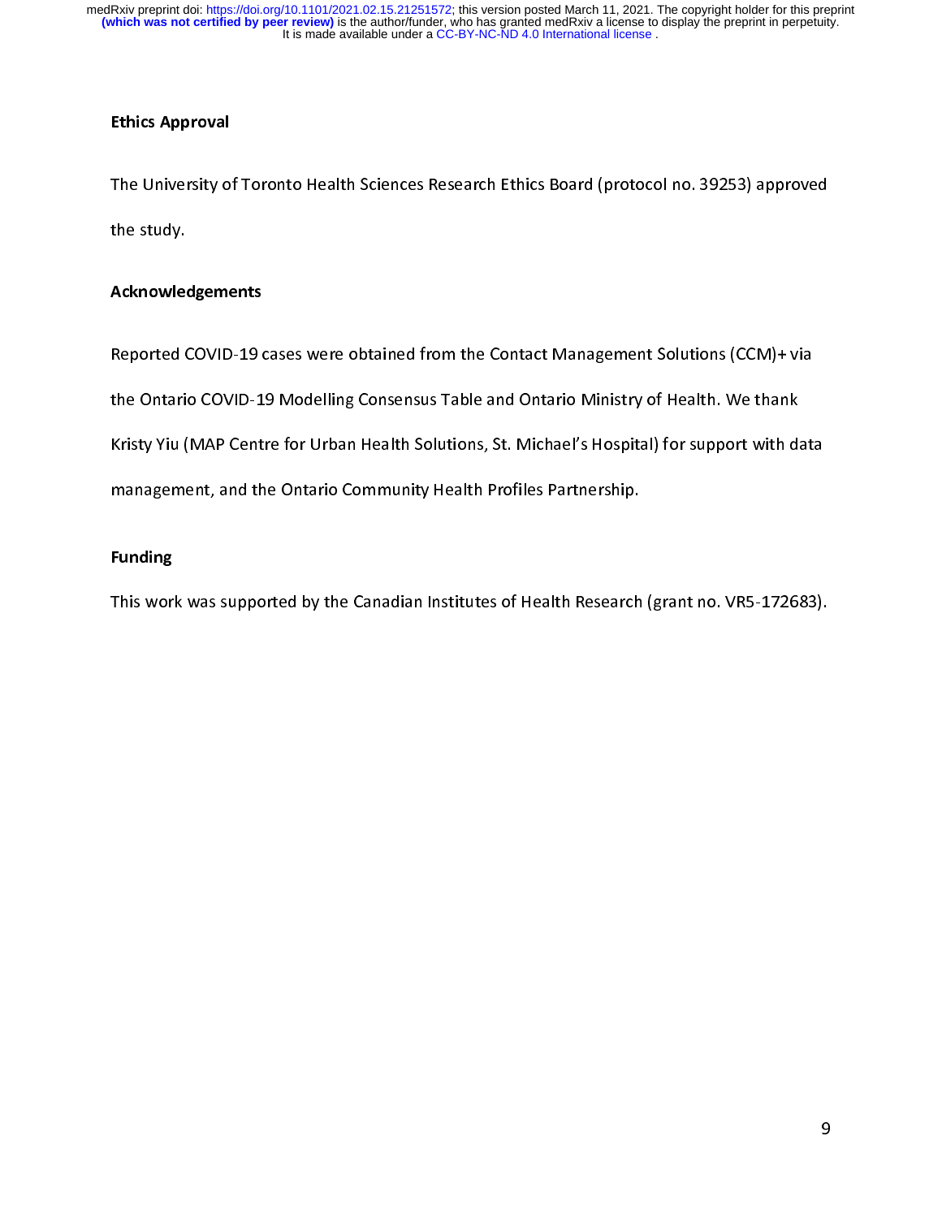## Ethics Approval

The University of Toronto Health Sciences Research Ethics Board (protocol no. 39253) approved the study.

## Acknowledgements

Reported COVID-19 cases were obtained from the Contact Management Solutions (CCM)+ via the Ontario COVID-19 Modelling Consensus Table and Ontario Ministry of Health. We thank Kristy Yiu (MAP Centre for Urban Health Solutions, St. Michael's Hospital) for support with data management, and the Ontario Community Health Profiles Partnership.

## Funding

This work was supported by the Canadian Institutes of Health Research (grant no. VR5-172683).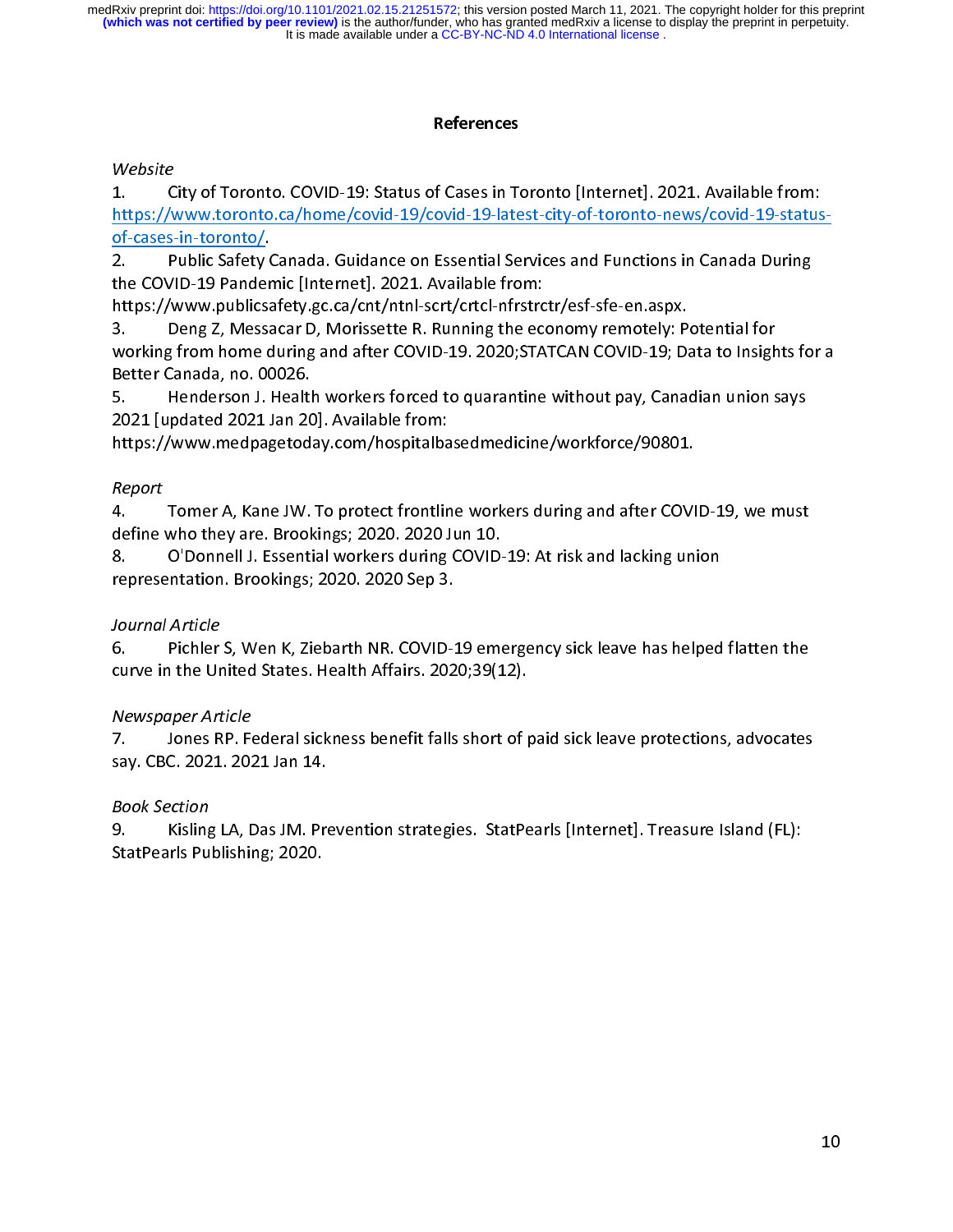# References

*Website*

1. City of Toronto. COVID-19: Status of Cases in Toronto [Internet]. 2021. Available from: https://www.toronto.ca/home/covid-19/covid-19-latest-city-of-toronto-news/covid-19-status-of-cases-in-toronto/.
2. Public Safety Canada. Guidance on Essential Services and Functions in Canada During the COVID-19 Pandemic [Internet]. 2021. Available from: https://www.publicsafety.gc.ca/cnt/ntnl-scrt/crtcl-nfrstrctr/esf-sfe-en.aspx.
3. Deng Z, Messacar D, Morissette R. Running the economy remotely: Potential for working from home during and after COVID-19. 2020;STATCAN COVID-19; Data to Insights for a Better Canada, no. 00026.
5. Henderson J. Health workers forced to quarantine without pay, Canadian union says 2021 [updated 2021 Jan 20]. Available from: https://www.medpagetoday.com/hospitalbasedmedicine/workforce/90801.

*Report*

4. Tomer A, Kane JW. To protect frontline workers during and after COVID-19, we must define who they are. Brookings; 2020. 2020 Jun 10.
8. O'Donnell J. Essential workers during COVID-19: At risk and lacking union representation. Brookings; 2020. 2020 Sep 3.

*Journal Article*

6. Pichler S, Wen K, Ziebarth NR. COVID-19 emergency sick leave has helped flatten the curve in the United States. Health Affairs. 2020;39(12).

*Newspaper Article*

7. Jones RP. Federal sickness benefit falls short of paid sick leave protections, advocates say. CBC. 2021. 2021 Jan 14.

*Book Section*

9. Kisling LA, Das JM. Prevention strategies. StatPearls [Internet]. Treasure Island (FL): StatPearls Publishing; 2020.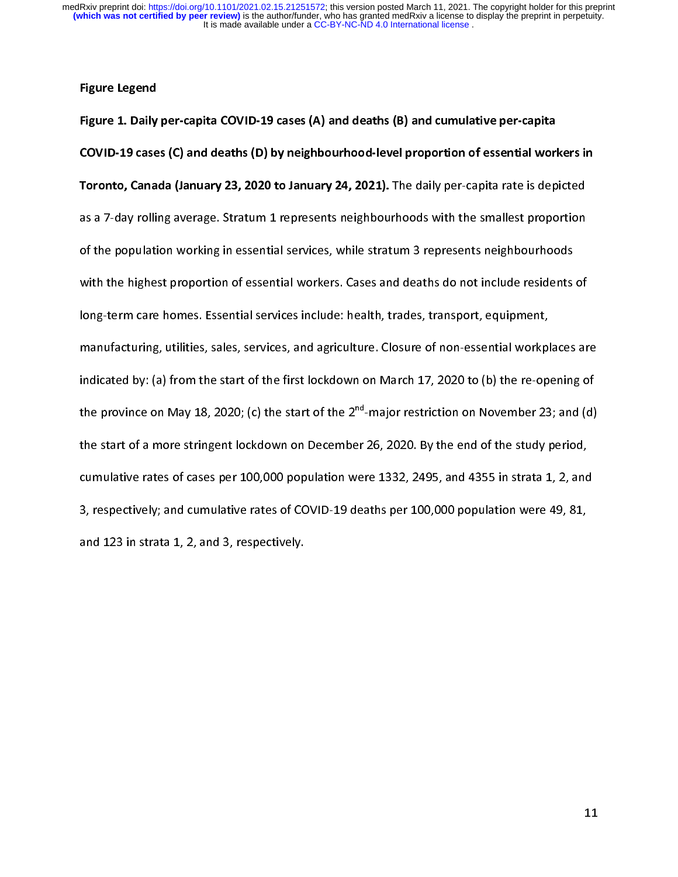## Figure Legend

**Figure 1. Daily per-capita COVID-19 cases (A) and deaths (B) and cumulative per-capita COVID-19 cases (C) and deaths (D) by neighbourhood-level proportion of essential workers in Toronto, Canada (January 23, 2020 to January 24, 2021).** The daily per-capita rate is depicted as a 7-day rolling average. Stratum 1 represents neighbourhoods with the smallest proportion of the population working in essential services, while stratum 3 represents neighbourhoods with the highest proportion of essential workers. Cases and deaths do not include residents of long-term care homes. Essential services include: health, trades, transport, equipment, manufacturing, utilities, sales, services, and agriculture. Closure of non-essential workplaces are indicated by: (a) from the start of the first lockdown on March 17, 2020 to (b) the re-opening of the province on May 18, 2020; (c) the start of the 2nd-major restriction on November 23; and (d) the start of a more stringent lockdown on December 26, 2020. By the end of the study period, cumulative rates of cases per 100,000 population were 1332, 2495, and 4355 in strata 1, 2, and 3, respectively; and cumulative rates of COVID-19 deaths per 100,000 population were 49, 81, and 123 in strata 1, 2, and 3, respectively.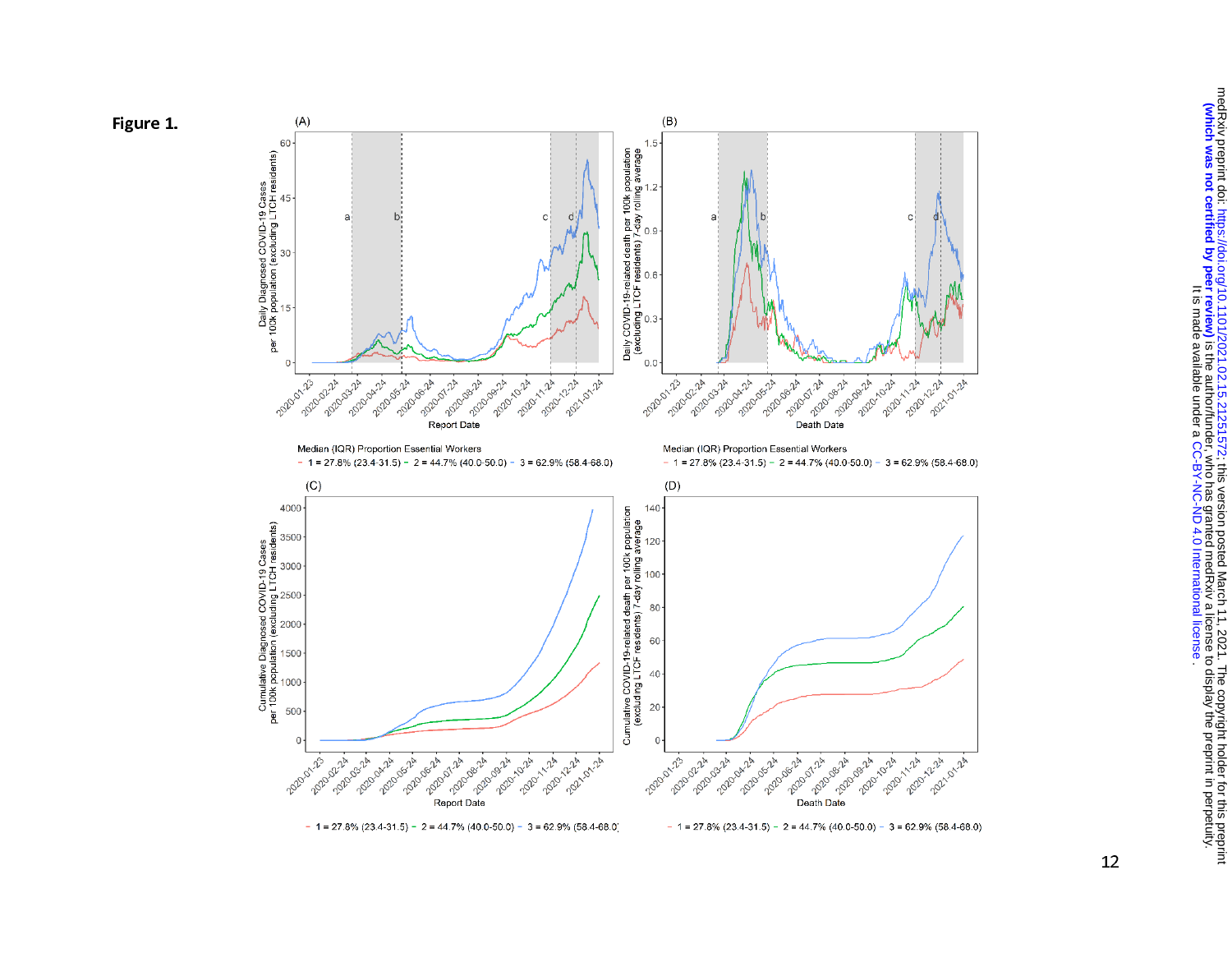**Figure 1.**

(A)

Daily Diagnosed COVID-19 Cases per 100k population (excluding LTCH residents)

60
45
30
15
0

a b c d

2020-01-23 2020-02-24 2020-03-24 2020-04-24 2020-05-24 2020-06-24 2020-07-24 2020-08-24 2020-09-24 2020-10-24 2020-11-24 2020-12-24 2021-01-24

Report Date

Median (IQR) Proportion Essential Workers

1 = 27.8% (23.4-31.5) 2 = 44.7% (40.0-50.0) 3 = 62.9% (58.4-68.0)

(B)

Daily COVID-19-related death per 100k population (excluding LTCF residents) 7-day rolling average

1.5
1.2
0.9
0.6
0.3
0.0

a b c d

2020-01-23 2020-02-24 2020-03-24 2020-04-24 2020-05-24 2020-06-24 2020-07-24 2020-08-24 2020-09-24 2020-10-24 2020-11-24 2020-12-24 2021-01-24

Death Date

Median (IQR) Proportion Essential Workers

1 = 27.8% (23.4-31.5) 2 = 44.7% (40.0-50.0) 3 = 62.9% (58.4-68.0)

(C)

Cumulative Diagnosed COVID-19 Cases per 100k population (excluding LTCH residents)

4000
3500
3000
2500
2000
1500
1000
500
0

2020-01-23 2020-02-24 2020-03-24 2020-04-24 2020-05-24 2020-06-24 2020-07-24 2020-08-24 2020-09-24 2020-10-24 2020-11-24 2020-12-24 2021-01-24

Report Date

1 = 27.8% (23.4-31.5) 2 = 44.7% (40.0-50.0) 3 = 62.9% (58.4-68.0)

(D)

Cumulative COVID-19-related death per 100k population (excluding LTCF residents) 7-day rolling average

140
120
100
80
60
40
20
0

2020-01-23 2020-02-24 2020-03-24 2020-04-24 2020-05-24 2020-06-24 2020-07-24 2020-08-24 2020-09-24 2020-10-24 2020-11-24 2020-12-24 2021-01-24

Death Date

1 = 27.8% (23.4-31.5) 2 = 44.7% (40.0-50.0) 3 = 62.9% (58.4-68.0)